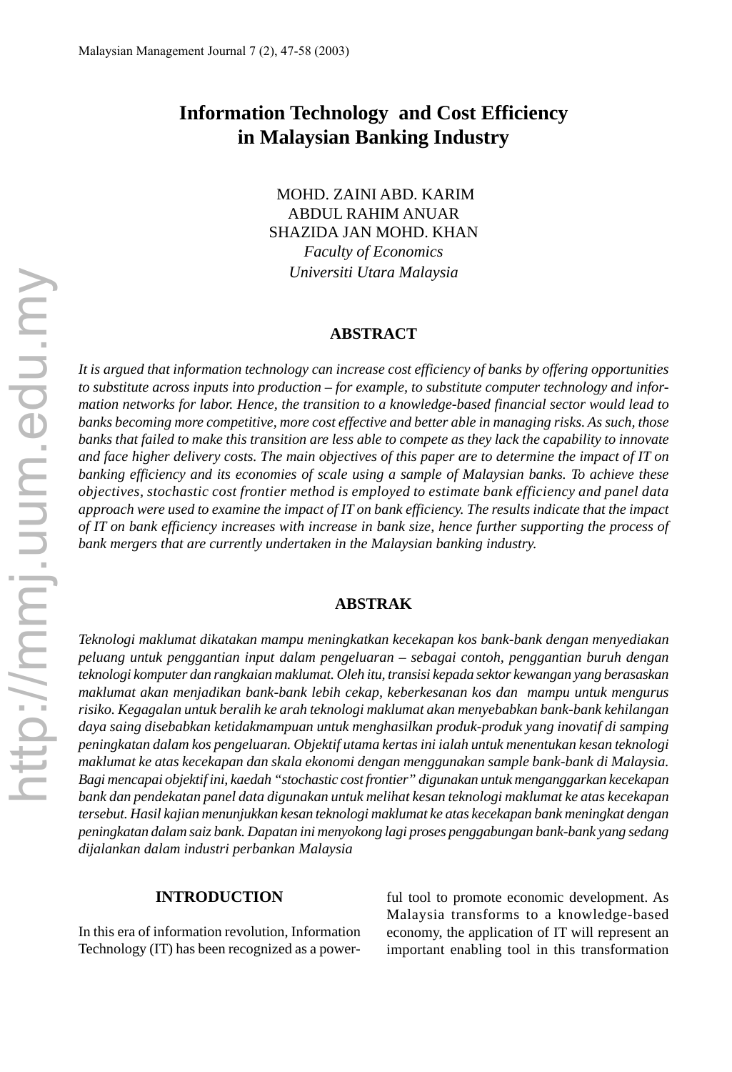# Information Technology and Cost Efficiency in Malaysian Banking Industry

MOHD. ZAINI ABD. KARIM
ABDUL RAHIM ANUAR
SHAZIDA JAN MOHD. KHAN
*Faculty of Economics*
*Universiti Utara Malaysia*

## ABSTRACT

*It is argued that information technology can increase cost efficiency of banks by offering opportunities to substitute across inputs into production – for example, to substitute computer technology and information networks for labor. Hence, the transition to a knowledge-based financial sector would lead to banks becoming more competitive, more cost effective and better able in managing risks. As such, those banks that failed to make this transition are less able to compete as they lack the capability to innovate and face higher delivery costs. The main objectives of this paper are to determine the impact of IT on banking efficiency and its economies of scale using a sample of Malaysian banks. To achieve these objectives, stochastic cost frontier method is employed to estimate bank efficiency and panel data approach were used to examine the impact of IT on bank efficiency. The results indicate that the impact of IT on bank efficiency increases with increase in bank size, hence further supporting the process of bank mergers that are currently undertaken in the Malaysian banking industry.*

## ABSTRAK

*Teknologi maklumat dikatakan mampu meningkatkan kecekapan kos bank-bank dengan menyediakan peluang untuk penggantian input dalam pengeluaran – sebagai contoh, penggantian buruh dengan teknologi komputer dan rangkaian maklumat. Oleh itu, transisi kepada sektor kewangan yang berasaskan maklumat akan menjadikan bank-bank lebih cekap, keberkesanan kos dan mampu untuk mengurus risiko. Kegagalan untuk beralih ke arah teknologi maklumat akan menyebabkan bank-bank kehilangan daya saing disebabkan ketidakmampuan untuk menghasilkan produk-produk yang inovatif di samping peningkatan dalam kos pengeluaran. Objektif utama kertas ini ialah untuk menentukan kesan teknologi maklumat ke atas kecekapan dan skala ekonomi dengan menggunakan sample bank-bank di Malaysia. Bagi mencapai objektif ini, kaedah "stochastic cost frontier" digunakan untuk menganggarkan kecekapan bank dan pendekatan panel data digunakan untuk melihat kesan teknologi maklumat ke atas kecekapan tersebut. Hasil kajian menunjukkan kesan teknologi maklumat ke atas kecekapan bank meningkat dengan peningkatan dalam saiz bank. Dapatan ini menyokong lagi proses penggabungan bank-bank yang sedang dijalankan dalam industri perbankan Malaysia*

## INTRODUCTION

In this era of information revolution, Information Technology (IT) has been recognized as a powerful tool to promote economic development. As Malaysia transforms to a knowledge-based economy, the application of IT will represent an important enabling tool in this transformation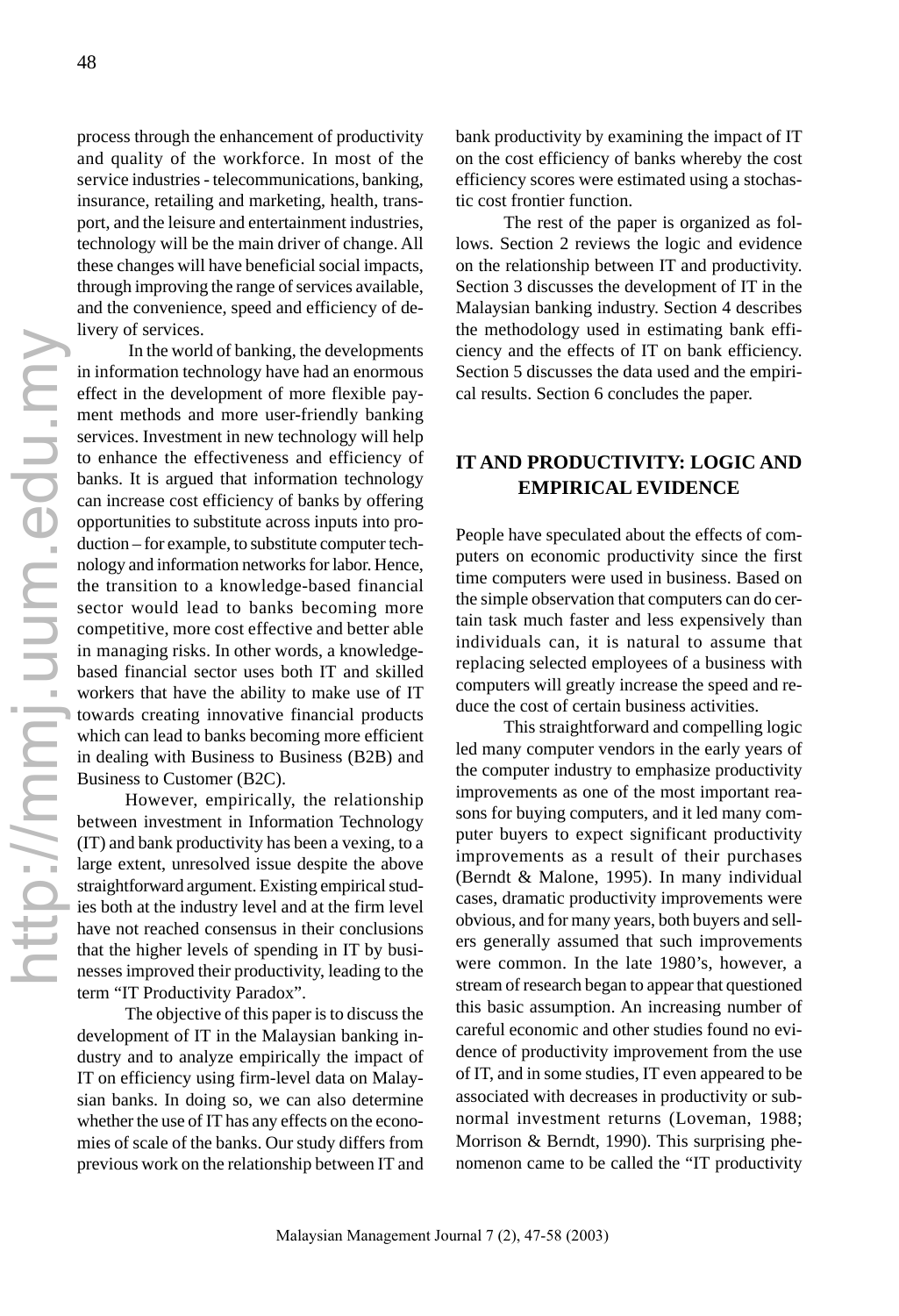process through the enhancement of productivity and quality of the workforce. In most of the service industries - telecommunications, banking, insurance, retailing and marketing, health, transport, and the leisure and entertainment industries, technology will be the main driver of change. All these changes will have beneficial social impacts, through improving the range of services available, and the convenience, speed and efficiency of delivery of services.

In the world of banking, the developments in information technology have had an enormous effect in the development of more flexible payment methods and more user-friendly banking services. Investment in new technology will help to enhance the effectiveness and efficiency of banks. It is argued that information technology can increase cost efficiency of banks by offering opportunities to substitute across inputs into production – for example, to substitute computer technology and information networks for labor. Hence, the transition to a knowledge-based financial sector would lead to banks becoming more competitive, more cost effective and better able in managing risks. In other words, a knowledge-based financial sector uses both IT and skilled workers that have the ability to make use of IT towards creating innovative financial products which can lead to banks becoming more efficient in dealing with Business to Business (B2B) and Business to Customer (B2C).

However, empirically, the relationship between investment in Information Technology (IT) and bank productivity has been a vexing, to a large extent, unresolved issue despite the above straightforward argument. Existing empirical studies both at the industry level and at the firm level have not reached consensus in their conclusions that the higher levels of spending in IT by businesses improved their productivity, leading to the term "IT Productivity Paradox".

The objective of this paper is to discuss the development of IT in the Malaysian banking industry and to analyze empirically the impact of IT on efficiency using firm-level data on Malaysian banks. In doing so, we can also determine whether the use of IT has any effects on the economies of scale of the banks. Our study differs from previous work on the relationship between IT and bank productivity by examining the impact of IT on the cost efficiency of banks whereby the cost efficiency scores were estimated using a stochastic cost frontier function.

The rest of the paper is organized as follows. Section 2 reviews the logic and evidence on the relationship between IT and productivity. Section 3 discusses the development of IT in the Malaysian banking industry. Section 4 describes the methodology used in estimating bank efficiency and the effects of IT on bank efficiency. Section 5 discusses the data used and the empirical results. Section 6 concludes the paper.

## IT AND PRODUCTIVITY: LOGIC AND EMPIRICAL EVIDENCE

People have speculated about the effects of computers on economic productivity since the first time computers were used in business. Based on the simple observation that computers can do certain task much faster and less expensively than individuals can, it is natural to assume that replacing selected employees of a business with computers will greatly increase the speed and reduce the cost of certain business activities.

This straightforward and compelling logic led many computer vendors in the early years of the computer industry to emphasize productivity improvements as one of the most important reasons for buying computers, and it led many computer buyers to expect significant productivity improvements as a result of their purchases (Berndt & Malone, 1995). In many individual cases, dramatic productivity improvements were obvious, and for many years, both buyers and sellers generally assumed that such improvements were common. In the late 1980's, however, a stream of research began to appear that questioned this basic assumption. An increasing number of careful economic and other studies found no evidence of productivity improvement from the use of IT, and in some studies, IT even appeared to be associated with decreases in productivity or subnormal investment returns (Loveman, 1988; Morrison & Berndt, 1990). This surprising phenomenon came to be called the "IT productivity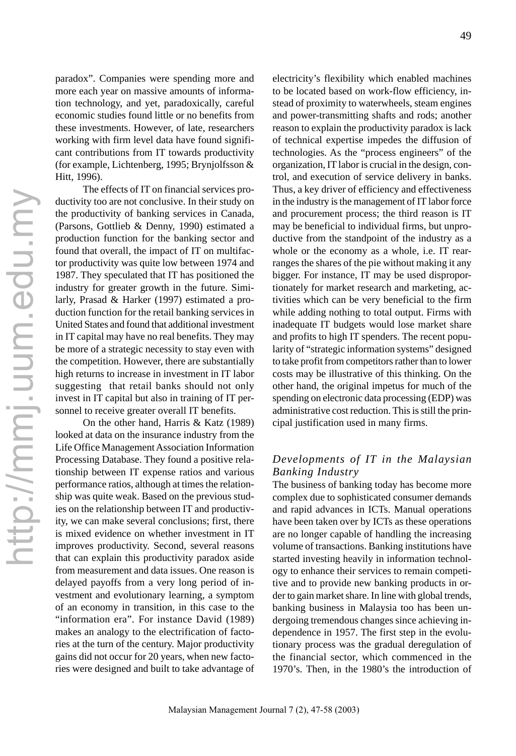paradox". Companies were spending more and more each year on massive amounts of information technology, and yet, paradoxically, careful economic studies found little or no benefits from these investments. However, of late, researchers working with firm level data have found significant contributions from IT towards productivity (for example, Lichtenberg, 1995; Brynjolfsson & Hitt, 1996).

The effects of IT on financial services productivity too are not conclusive. In their study on the productivity of banking services in Canada, (Parsons, Gottlieb & Denny, 1990) estimated a production function for the banking sector and found that overall, the impact of IT on multifactor productivity was quite low between 1974 and 1987. They speculated that IT has positioned the industry for greater growth in the future. Similarly, Prasad & Harker (1997) estimated a production function for the retail banking services in United States and found that additional investment in IT capital may have no real benefits. They may be more of a strategic necessity to stay even with the competition. However, there are substantially high returns to increase in investment in IT labor suggesting that retail banks should not only invest in IT capital but also in training of IT personnel to receive greater overall IT benefits.

On the other hand, Harris & Katz (1989) looked at data on the insurance industry from the Life Office Management Association Information Processing Database. They found a positive relationship between IT expense ratios and various performance ratios, although at times the relationship was quite weak. Based on the previous studies on the relationship between IT and productivity, we can make several conclusions; first, there is mixed evidence on whether investment in IT improves productivity. Second, several reasons that can explain this productivity paradox aside from measurement and data issues. One reason is delayed payoffs from a very long period of investment and evolutionary learning, a symptom of an economy in transition, in this case to the "information era". For instance David (1989) makes an analogy to the electrification of factories at the turn of the century. Major productivity gains did not occur for 20 years, when new factories were designed and built to take advantage of electricity's flexibility which enabled machines to be located based on work-flow efficiency, instead of proximity to waterwheels, steam engines and power-transmitting shafts and rods; another reason to explain the productivity paradox is lack of technical expertise impedes the diffusion of technologies. As the "process engineers" of the organization, IT labor is crucial in the design, control, and execution of service delivery in banks. Thus, a key driver of efficiency and effectiveness in the industry is the management of IT labor force and procurement process; the third reason is IT may be beneficial to individual firms, but unproductive from the standpoint of the industry as a whole or the economy as a whole, i.e. IT rearranges the shares of the pie without making it any bigger. For instance, IT may be used disproportionately for market research and marketing, activities which can be very beneficial to the firm while adding nothing to total output. Firms with inadequate IT budgets would lose market share and profits to high IT spenders. The recent popularity of "strategic information systems" designed to take profit from competitors rather than to lower costs may be illustrative of this thinking. On the other hand, the original impetus for much of the spending on electronic data processing (EDP) was administrative cost reduction. This is still the principal justification used in many firms.

### *Developments of IT in the Malaysian Banking Industry*

The business of banking today has become more complex due to sophisticated consumer demands and rapid advances in ICTs. Manual operations have been taken over by ICTs as these operations are no longer capable of handling the increasing volume of transactions. Banking institutions have started investing heavily in information technology to enhance their services to remain competitive and to provide new banking products in order to gain market share. In line with global trends, banking business in Malaysia too has been undergoing tremendous changes since achieving independence in 1957. The first step in the evolutionary process was the gradual deregulation of the financial sector, which commenced in the 1970's. Then, in the 1980's the introduction of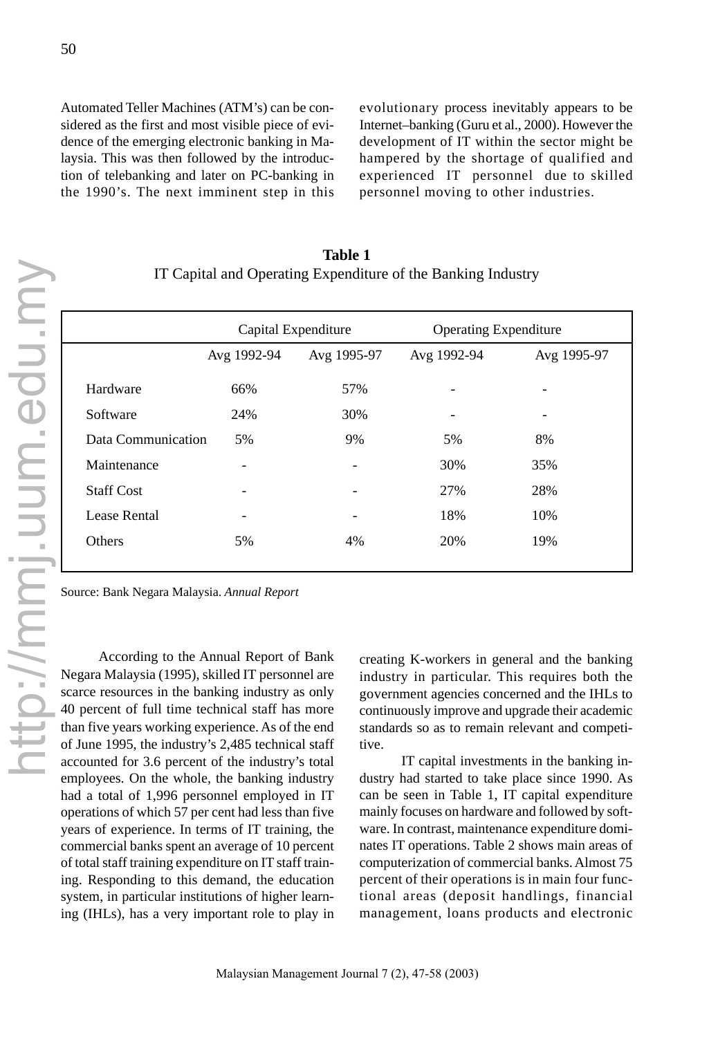Automated Teller Machines (ATM's) can be considered as the first and most visible piece of evidence of the emerging electronic banking in Malaysia. This was then followed by the introduction of telebanking and later on PC-banking in the 1990's. The next imminent step in this evolutionary process inevitably appears to be Internet–banking (Guru et al., 2000). However the development of IT within the sector might be hampered by the shortage of qualified and experienced IT personnel due to skilled personnel moving to other industries.

**Table 1**
IT Capital and Operating Expenditure of the Banking Industry

| | Capital Expenditure | | Operating Expenditure | |
|---|---|---|---|---|
| | Avg 1992-94 | Avg 1995-97 | Avg 1992-94 | Avg 1995-97 |
| Hardware | 66% | 57% | - | - |
| Software | 24% | 30% | - | - |
| Data Communication | 5% | 9% | 5% | 8% |
| Maintenance | - | - | 30% | 35% |
| Staff Cost | - | - | 27% | 28% |
| Lease Rental | - | - | 18% | 10% |
| Others | 5% | 4% | 20% | 19% |

Source: Bank Negara Malaysia. *Annual Report*

According to the Annual Report of Bank Negara Malaysia (1995), skilled IT personnel are scarce resources in the banking industry as only 40 percent of full time technical staff has more than five years working experience. As of the end of June 1995, the industry's 2,485 technical staff accounted for 3.6 percent of the industry's total employees. On the whole, the banking industry had a total of 1,996 personnel employed in IT operations of which 57 per cent had less than five years of experience. In terms of IT training, the commercial banks spent an average of 10 percent of total staff training expenditure on IT staff training. Responding to this demand, the education system, in particular institutions of higher learning (IHLs), has a very important role to play in creating K-workers in general and the banking industry in particular. This requires both the government agencies concerned and the IHLs to continuously improve and upgrade their academic standards so as to remain relevant and competitive.

IT capital investments in the banking industry had started to take place since 1990. As can be seen in Table 1, IT capital expenditure mainly focuses on hardware and followed by software. In contrast, maintenance expenditure dominates IT operations. Table 2 shows main areas of computerization of commercial banks. Almost 75 percent of their operations is in main four functional areas (deposit handlings, financial management, loans products and electronic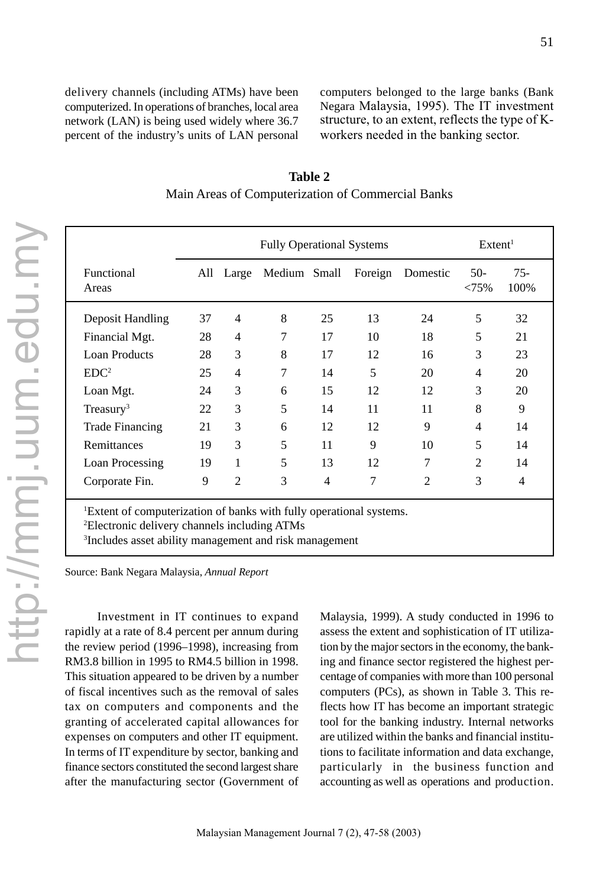delivery channels (including ATMs) have been computerized. In operations of branches, local area network (LAN) is being used widely where 36.7 percent of the industry's units of LAN personal computers belonged to the large banks (Bank Negara Malaysia, 1995). The IT investment structure, to an extent, reflects the type of K-workers needed in the banking sector.

**Table 2**
Main Areas of Computerization of Commercial Banks

| | Fully Operational Systems | | | | | | Extent[1] | |
|---|---|---|---|---|---|---|---|---|
| Functional Areas | All | Large | Medium | Small | Foreign | Domestic | 50- <75% | 75- 100% |
| Deposit Handling | 37 | 4 | 8 | 25 | 13 | 24 | 5 | 32 |
| Financial Mgt. | 28 | 4 | 7 | 17 | 10 | 18 | 5 | 21 |
| Loan Products | 28 | 3 | 8 | 17 | 12 | 16 | 3 | 23 |
| EDC[2] | 25 | 4 | 7 | 14 | 5 | 20 | 4 | 20 |
| Loan Mgt. | 24 | 3 | 6 | 15 | 12 | 12 | 3 | 20 |
| Treasury[3] | 22 | 3 | 5 | 14 | 11 | 11 | 8 | 9 |
| Trade Financing | 21 | 3 | 6 | 12 | 12 | 9 | 4 | 14 |
| Remittances | 19 | 3 | 5 | 11 | 9 | 10 | 5 | 14 |
| Loan Processing | 19 | 1 | 5 | 13 | 12 | 7 | 2 | 14 |
| Corporate Fin. | 9 | 2 | 3 | 4 | 7 | 2 | 3 | 4 |

[1]Extent of computerization of banks with fully operational systems.
[2]Electronic delivery channels including ATMs
[3]Includes asset ability management and risk management

Source: Bank Negara Malaysia, *Annual Report*

Investment in IT continues to expand rapidly at a rate of 8.4 percent per annum during the review period (1996–1998), increasing from RM3.8 billion in 1995 to RM4.5 billion in 1998. This situation appeared to be driven by a number of fiscal incentives such as the removal of sales tax on computers and components and the granting of accelerated capital allowances for expenses on computers and other IT equipment. In terms of IT expenditure by sector, banking and finance sectors constituted the second largest share after the manufacturing sector (Government of Malaysia, 1999). A study conducted in 1996 to assess the extent and sophistication of IT utilization by the major sectors in the economy, the banking and finance sector registered the highest percentage of companies with more than 100 personal computers (PCs), as shown in Table 3. This reflects how IT has become an important strategic tool for the banking industry. Internal networks are utilized within the banks and financial institutions to facilitate information and data exchange, particularly in the business function and accounting as well as operations and production.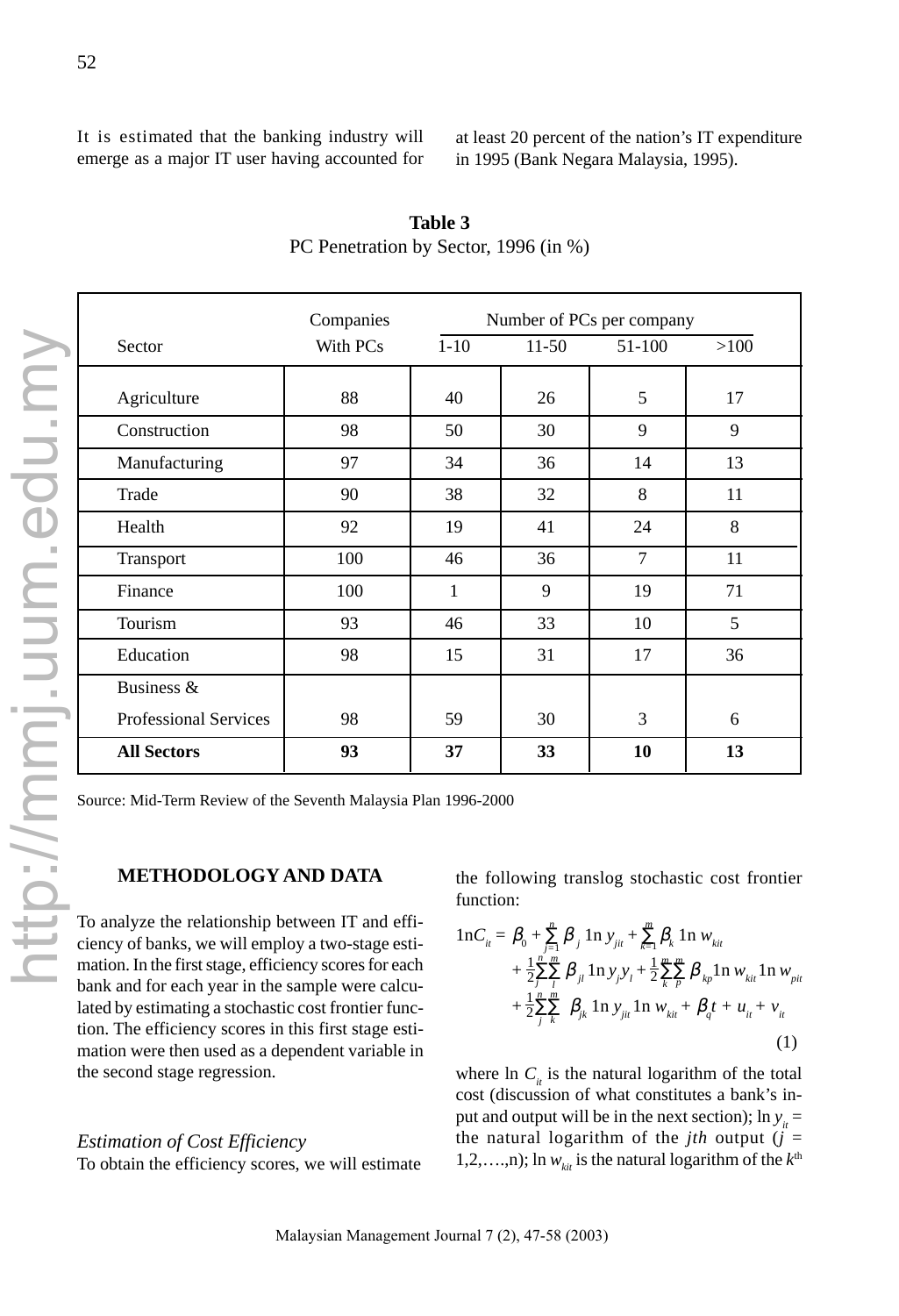It is estimated that the banking industry will emerge as a major IT user having accounted for at least 20 percent of the nation's IT expenditure in 1995 (Bank Negara Malaysia, 1995).

**Table 3**
PC Penetration by Sector, 1996 (in %)

| Sector | Companies With PCs | Number of PCs per company | | | |
|---|---|---|---|---|---|
| | | 1-10 | 11-50 | 51-100 | >100 |
| Agriculture | 88 | 40 | 26 | 5 | 17 |
| Construction | 98 | 50 | 30 | 9 | 9 |
| Manufacturing | 97 | 34 | 36 | 14 | 13 |
| Trade | 90 | 38 | 32 | 8 | 11 |
| Health | 92 | 19 | 41 | 24 | 8 |
| Transport | 100 | 46 | 36 | 7 | 11 |
| Finance | 100 | 1 | 9 | 19 | 71 |
| Tourism | 93 | 46 | 33 | 10 | 5 |
| Education | 98 | 15 | 31 | 17 | 36 |
| Business & Professional Services | 98 | 59 | 30 | 3 | 6 |
| **All Sectors** | **93** | **37** | **33** | **10** | **13** |

Source: Mid-Term Review of the Seventh Malaysia Plan 1996-2000

## METHODOLOGY AND DATA

To analyze the relationship between IT and efficiency of banks, we will employ a two-stage estimation. In the first stage, efficiency scores for each bank and for each year in the sample were calculated by estimating a stochastic cost frontier function. The efficiency scores in this first stage estimation were then used as a dependent variable in the second stage regression.

### *Estimation of Cost Efficiency*

To obtain the efficiency scores, we will estimate the following translog stochastic cost frontier function:

$$\ln C_{it} = \beta_0 + \sum_{j=1}^{n} \beta_j \ln y_{jit} + \sum_{k=1}^{m} \beta_k \ln w_{kit} + \frac{1}{2}\sum_{j}^{n}\sum_{l}^{m} \beta_{jl} \ln y_j y_l + \frac{1}{2}\sum_{k}^{m}\sum_{p}^{m} \beta_{kp} \ln w_{kit} \ln w_{pit} + \frac{1}{2}\sum_{j}^{n}\sum_{k}^{m} \beta_{jk} \ln y_{jit} \ln w_{kit} + \beta_q t + u_{it} + v_{it} \quad (1)$$

where $\ln C_{it}$ is the natural logarithm of the total cost (discussion of what constitutes a bank's input and output will be in the next section); $\ln y_{it}$ = the natural logarithm of the *jth* output ($j = 1,2,\ldots,n$); $\ln w_{kit}$ is the natural logarithm of the $k^{th}$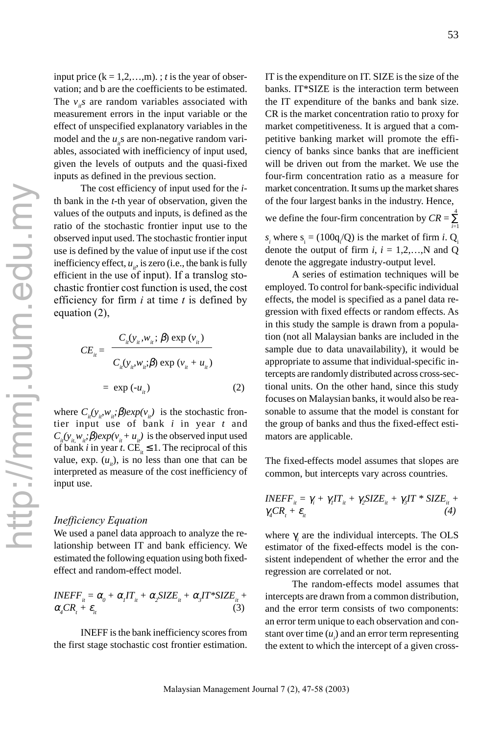input price ($k = 1,2,\ldots,m$). ; $t$ is the year of observation; and b are the coefficients to be estimated. The $v_{it}$s are random variables associated with measurement errors in the input variable or the effect of unspecified explanatory variables in the model and the $u_{it}$s are non-negative random variables, associated with inefficiency of input used, given the levels of outputs and the quasi-fixed inputs as defined in the previous section.

The cost efficiency of input used for the $i$-th bank in the $t$-th year of observation, given the values of the outputs and inputs, is defined as the ratio of the stochastic frontier input use to the observed input used. The stochastic frontier input use is defined by the value of input use if the cost inefficiency effect, $u_{it}$, is zero (i.e., the bank is fully efficient in the use of input). If a translog stochastic frontier cost function is used, the cost efficiency for firm $i$ at time $t$ is defined by equation (2),

$$CE_{it} = \frac{C_{it}(y_{it}, w_{it}; \beta) \exp(v_{it})}{C_{it}(y_{it}, w_{it}; \beta) \exp(v_{it} + u_{it})} = \exp(-u_{it}) \qquad (2)$$

where $C_{it}(y_{it}, w_{it}; \beta) exp(v_{it})$ is the stochastic frontier input use of bank $i$ in year $t$ and $C_{it}(y_{it}, w_{it}; \beta) exp(v_{it} + u_{it})$ is the observed input used of bank $i$ in year $t$. $CE_{it} \leq 1$. The reciprocal of this value, exp. $(u_{it})$, is no less than one that can be interpreted as measure of the cost inefficiency of input use.

### *Inefficiency Equation*

We used a panel data approach to analyze the relationship between IT and bank efficiency. We estimated the following equation using both fixed-effect and random-effect model.

$$INEFF_{it} = \alpha_0 + \alpha_1 IT_{it} + \alpha_2 SIZE_{it} + \alpha_3 IT{*}SIZE_{it} + \alpha_4 CR_t + \varepsilon_{it} \qquad (3)$$

INEFF is the bank inefficiency scores from the first stage stochastic cost frontier estimation. IT is the expenditure on IT. SIZE is the size of the banks. IT*SIZE is the interaction term between the IT expenditure of the banks and bank size. CR is the market concentration ratio to proxy for market competitiveness. It is argued that a competitive banking market will promote the efficiency of banks since banks that are inefficient will be driven out from the market. We use the four-firm concentration ratio as a measure for market concentration. It sums up the market shares of the four largest banks in the industry. Hence, we define the four-firm concentration by $CR = \sum_{i=1}^{4} s_i$ where $s_i = (100q_i/Q)$ is the market of firm $i$. $Q_i$ denote the output of firm $i$, $i = 1,2,\ldots,N$ and Q denote the aggregate industry-output level.

A series of estimation techniques will be employed. To control for bank-specific individual effects, the model is specified as a panel data regression with fixed effects or random effects. As in this study the sample is drawn from a population (not all Malaysian banks are included in the sample due to data unavailability), it would be appropriate to assume that individual-specific intercepts are randomly distributed across cross-sectional units. On the other hand, since this study focuses on Malaysian banks, it would also be reasonable to assume that the model is constant for the group of banks and thus the fixed-effect estimators are applicable.

The fixed-effects model assumes that slopes are common, but intercepts vary across countries.

$$INEFF_{it} = \gamma_i + \gamma_1 IT_{it} + \gamma_2 SIZE_{it} + \gamma_3 IT * SIZE_{it} + \gamma_4 CR_t + \varepsilon_{it} \qquad (4)$$

where $\gamma_i$ are the individual intercepts. The OLS estimator of the fixed-effects model is the consistent independent of whether the error and the regression are correlated or not.

The random-effects model assumes that intercepts are drawn from a common distribution, and the error term consists of two components: an error term unique to each observation and constant over time ($u_i$) and an error term representing the extent to which the intercept of a given cross-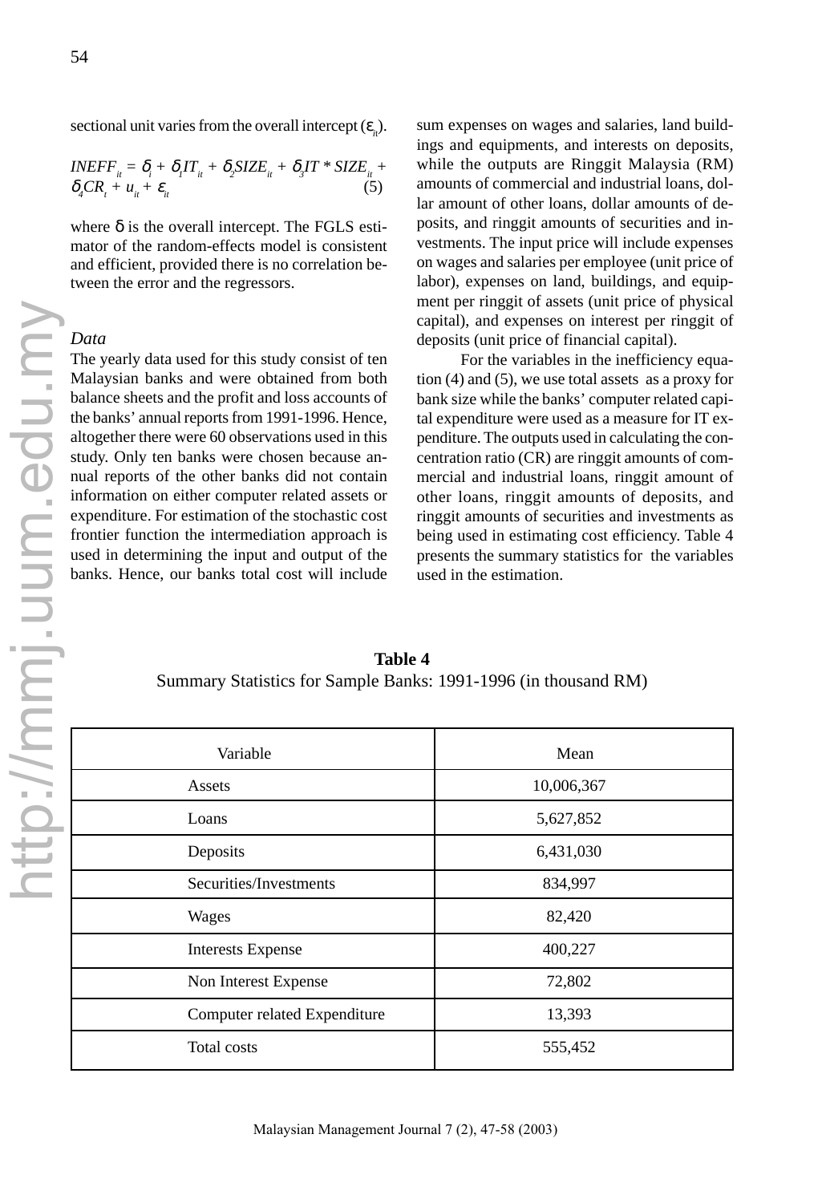sectional unit varies from the overall intercept ($\varepsilon_{it}$).

$$INEFF_{it} = \delta_i + \delta_1 IT_{it} + \delta_2 SIZE_{it} + \delta_3 IT * SIZE_{it} + \delta_4 CR_t + u_{it} + \varepsilon_{it} \quad (5)$$

where $\delta$ is the overall intercept. The FGLS estimator of the random-effects model is consistent and efficient, provided there is no correlation between the error and the regressors.

### *Data*

The yearly data used for this study consist of ten Malaysian banks and were obtained from both balance sheets and the profit and loss accounts of the banks' annual reports from 1991-1996. Hence, altogether there were 60 observations used in this study. Only ten banks were chosen because annual reports of the other banks did not contain information on either computer related assets or expenditure. For estimation of the stochastic cost frontier function the intermediation approach is used in determining the input and output of the banks. Hence, our banks total cost will include sum expenses on wages and salaries, land buildings and equipments, and interests on deposits, while the outputs are Ringgit Malaysia (RM) amounts of commercial and industrial loans, dollar amount of other loans, dollar amounts of deposits, and ringgit amounts of securities and investments. The input price will include expenses on wages and salaries per employee (unit price of labor), expenses on land, buildings, and equipment per ringgit of assets (unit price of physical capital), and expenses on interest per ringgit of deposits (unit price of financial capital).

For the variables in the inefficiency equation (4) and (5), we use total assets as a proxy for bank size while the banks' computer related capital expenditure were used as a measure for IT expenditure. The outputs used in calculating the concentration ratio (CR) are ringgit amounts of commercial and industrial loans, ringgit amount of other loans, ringgit amounts of deposits, and ringgit amounts of securities and investments as being used in estimating cost efficiency. Table 4 presents the summary statistics for the variables used in the estimation.

**Table 4**
Summary Statistics for Sample Banks: 1991-1996 (in thousand RM)

| Variable | Mean |
|---|---|
| Assets | 10,006,367 |
| Loans | 5,627,852 |
| Deposits | 6,431,030 |
| Securities/Investments | 834,997 |
| Wages | 82,420 |
| Interests Expense | 400,227 |
| Non Interest Expense | 72,802 |
| Computer related Expenditure | 13,393 |
| Total costs | 555,452 |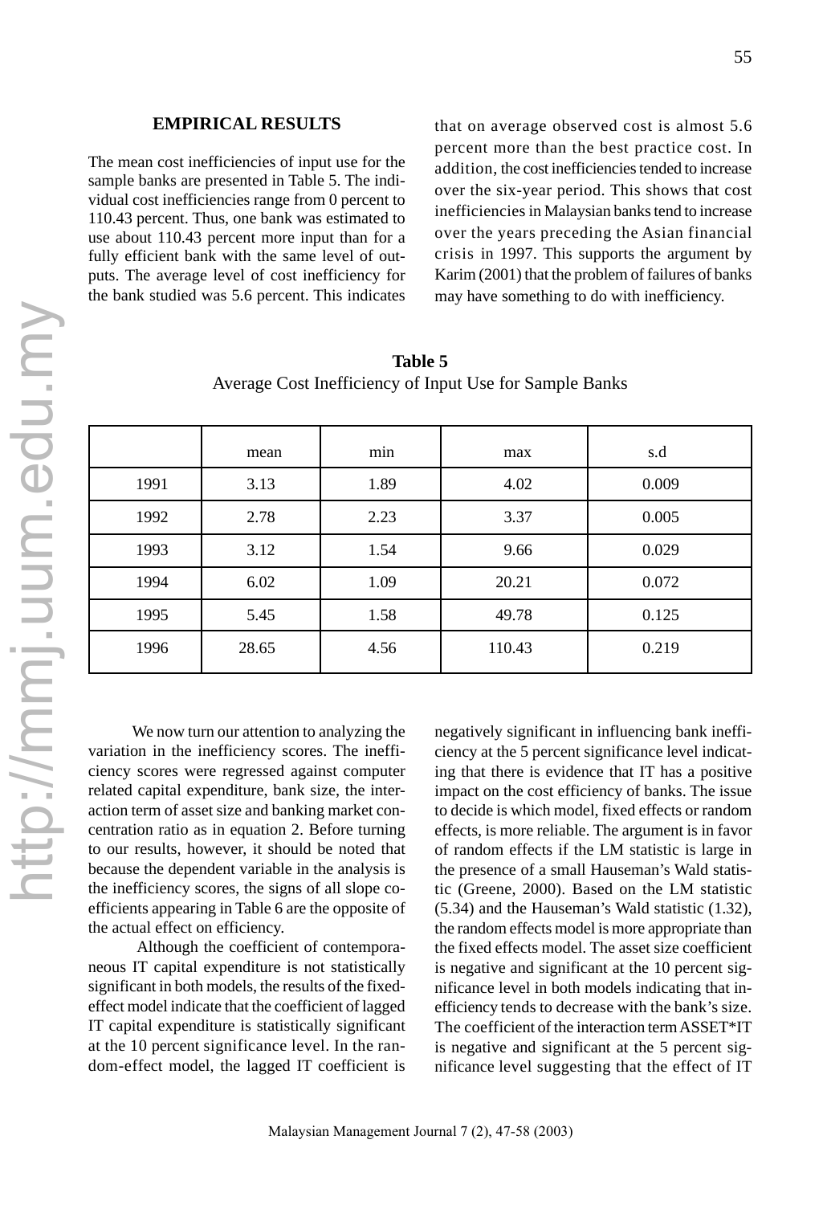## EMPIRICAL RESULTS

The mean cost inefficiencies of input use for the sample banks are presented in Table 5. The individual cost inefficiencies range from 0 percent to 110.43 percent. Thus, one bank was estimated to use about 110.43 percent more input than for a fully efficient bank with the same level of outputs. The average level of cost inefficiency for the bank studied was 5.6 percent. This indicates that on average observed cost is almost 5.6 percent more than the best practice cost. In addition, the cost inefficiencies tended to increase over the six-year period. This shows that cost inefficiencies in Malaysian banks tend to increase over the years preceding the Asian financial crisis in 1997. This supports the argument by Karim (2001) that the problem of failures of banks may have something to do with inefficiency.

**Table 5**
Average Cost Inefficiency of Input Use for Sample Banks

| | mean | min | max | s.d |
|---|---|---|---|---|
| 1991 | 3.13 | 1.89 | 4.02 | 0.009 |
| 1992 | 2.78 | 2.23 | 3.37 | 0.005 |
| 1993 | 3.12 | 1.54 | 9.66 | 0.029 |
| 1994 | 6.02 | 1.09 | 20.21 | 0.072 |
| 1995 | 5.45 | 1.58 | 49.78 | 0.125 |
| 1996 | 28.65 | 4.56 | 110.43 | 0.219 |

We now turn our attention to analyzing the variation in the inefficiency scores. The inefficiency scores were regressed against computer related capital expenditure, bank size, the interaction term of asset size and banking market concentration ratio as in equation 2. Before turning to our results, however, it should be noted that because the dependent variable in the analysis is the inefficiency scores, the signs of all slope coefficients appearing in Table 6 are the opposite of the actual effect on efficiency.

Although the coefficient of contemporaneous IT capital expenditure is not statistically significant in both models, the results of the fixed-effect model indicate that the coefficient of lagged IT capital expenditure is statistically significant at the 10 percent significance level. In the random-effect model, the lagged IT coefficient is negatively significant in influencing bank inefficiency at the 5 percent significance level indicating that there is evidence that IT has a positive impact on the cost efficiency of banks. The issue to decide is which model, fixed effects or random effects, is more reliable. The argument is in favor of random effects if the LM statistic is large in the presence of a small Hauseman's Wald statistic (Greene, 2000). Based on the LM statistic (5.34) and the Hauseman's Wald statistic (1.32), the random effects model is more appropriate than the fixed effects model. The asset size coefficient is negative and significant at the 10 percent significance level in both models indicating that inefficiency tends to decrease with the bank's size. The coefficient of the interaction term ASSET*IT is negative and significant at the 5 percent significance level suggesting that the effect of IT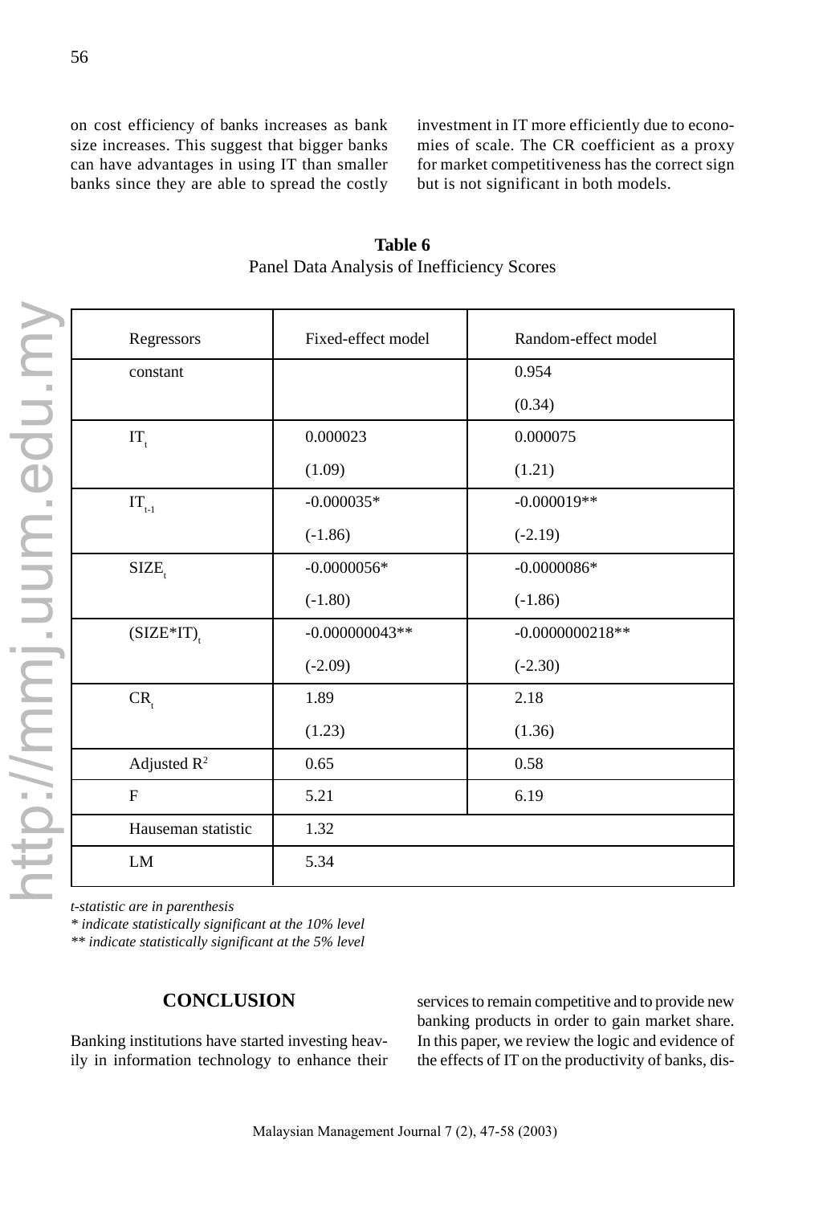on cost efficiency of banks increases as bank size increases. This suggest that bigger banks can have advantages in using IT than smaller banks since they are able to spread the costly investment in IT more efficiently due to economies of scale. The CR coefficient as a proxy for market competitiveness has the correct sign but is not significant in both models.

**Table 6**
Panel Data Analysis of Inefficiency Scores

| Regressors | Fixed-effect model | Random-effect model |
|---|---|---|
| constant | | 0.954 |
| | | (0.34) |
| $IT_t$ | 0.000023 | 0.000075 |
| | (1.09) | (1.21) |
| $IT_{t-1}$ | -0.000035* | -0.000019** |
| | (-1.86) | (-2.19) |
| $SIZE_t$ | -0.0000056* | -0.0000086* |
| | (-1.80) | (-1.86) |
| $(SIZE*IT)_t$ | -0.000000043** | -0.0000000218** |
| | (-2.09) | (-2.30) |
| $CR_t$ | 1.89 | 2.18 |
| | (1.23) | (1.36) |
| Adjusted $R^2$ | 0.65 | 0.58 |
| F | 5.21 | 6.19 |
| Hauseman statistic | 1.32 | |
| LM | 5.34 | |

*t-statistic are in parenthesis*
*\* indicate statistically significant at the 10% level*
*\*\* indicate statistically significant at the 5% level*

## CONCLUSION

Banking institutions have started investing heavily in information technology to enhance their services to remain competitive and to provide new banking products in order to gain market share. In this paper, we review the logic and evidence of the effects of IT on the productivity of banks, dis-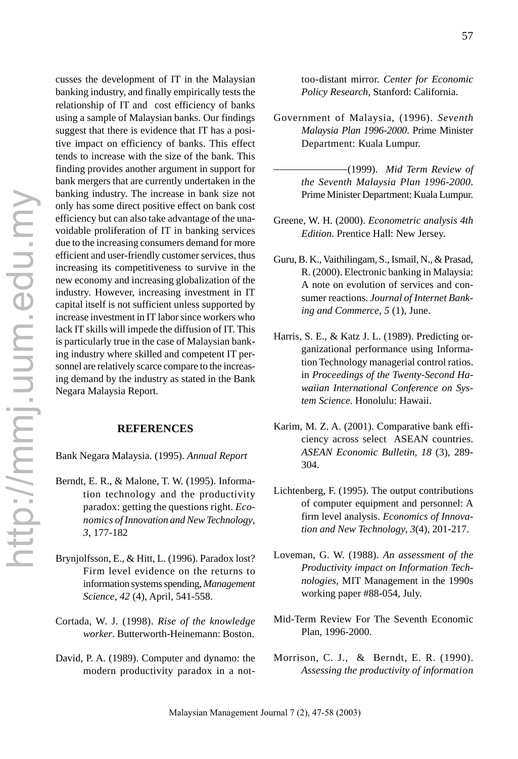cusses the development of IT in the Malaysian banking industry, and finally empirically tests the relationship of IT and cost efficiency of banks using a sample of Malaysian banks. Our findings suggest that there is evidence that IT has a positive impact on efficiency of banks. This effect tends to increase with the size of the bank. This finding provides another argument in support for bank mergers that are currently undertaken in the banking industry. The increase in bank size not only has some direct positive effect on bank cost efficiency but can also take advantage of the unavoidable proliferation of IT in banking services due to the increasing consumers demand for more efficient and user-friendly customer services, thus increasing its competitiveness to survive in the new economy and increasing globalization of the industry. However, increasing investment in IT capital itself is not sufficient unless supported by increase investment in IT labor since workers who lack IT skills will impede the diffusion of IT. This is particularly true in the case of Malaysian banking industry where skilled and competent IT personnel are relatively scarce compare to the increasing demand by the industry as stated in the Bank Negara Malaysia Report.

## REFERENCES

Bank Negara Malaysia. (1995). *Annual Report*

Berndt, E. R., & Malone, T. W. (1995). Information technology and the productivity paradox: getting the questions right. *Economics of Innovation and New Technology*, *3*, 177-182

Brynjolfsson, E., & Hitt, L. (1996). Paradox lost? Firm level evidence on the returns to information systems spending, *Management Science*, *42* (4), April, 541-558.

Cortada, W. J. (1998). *Rise of the knowledge worker*. Butterworth-Heinemann: Boston.

David, P. A. (1989). Computer and dynamo: the modern productivity paradox in a not-too-distant mirror. *Center for Economic Policy Research*, Stanford: California.

Government of Malaysia, (1996). *Seventh Malaysia Plan 1996-2000*. Prime Minister Department: Kuala Lumpur.

———————(1999). *Mid Term Review of the Seventh Malaysia Plan 1996-2000*. Prime Minister Department: Kuala Lumpur.

Greene, W. H. (2000). *Econometric analysis 4th Edition*. Prentice Hall: New Jersey.

Guru, B. K., Vaithilingam, S., Ismail, N., & Prasad, R. (2000). Electronic banking in Malaysia: A note on evolution of services and consumer reactions. *Journal of Internet Banking and Commerce*, *5* (1), June.

Harris, S. E., & Katz J. L. (1989). Predicting organizational performance using Information Technology managerial control ratios. in *Proceedings of the Twenty-Second Hawaiian International Conference on System Science*. Honolulu: Hawaii.

Karim, M. Z. A. (2001). Comparative bank efficiency across select ASEAN countries. *ASEAN Economic Bulletin*, *18* (3), 289-304.

Lichtenberg, F. (1995). The output contributions of computer equipment and personnel: A firm level analysis. *Economics of Innovation and New Technology*, *3*(4), 201-217.

Loveman, G. W. (1988). *An assessment of the Productivity impact on Information Technologies*, MIT Management in the 1990s working paper #88-054, July.

Mid-Term Review For The Seventh Economic Plan, 1996-2000.

Morrison, C. J., & Berndt, E. R. (1990). *Assessing the productivity of information*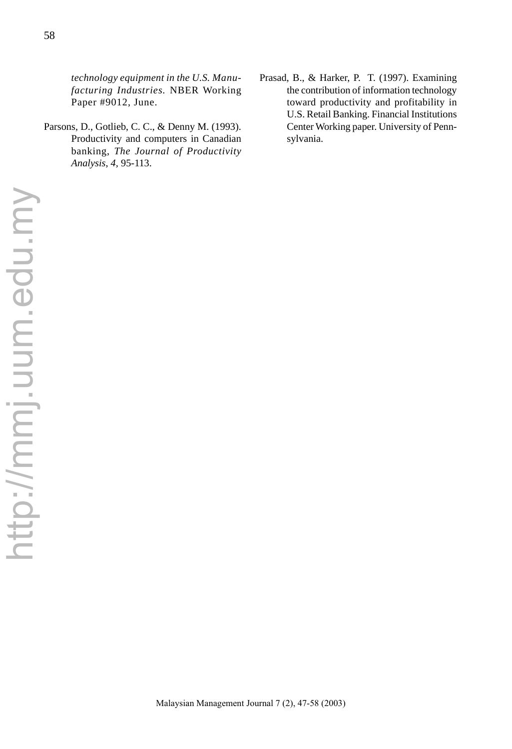*technology equipment in the U.S. Manufacturing Industries*. NBER Working Paper #9012, June.

Parsons, D., Gotlieb, C. C., & Denny M. (1993). Productivity and computers in Canadian banking, *The Journal of Productivity Analysis*, *4*, 95-113.

Prasad, B., & Harker, P. T. (1997). Examining the contribution of information technology toward productivity and profitability in U.S. Retail Banking. Financial Institutions Center Working paper. University of Pennsylvania.